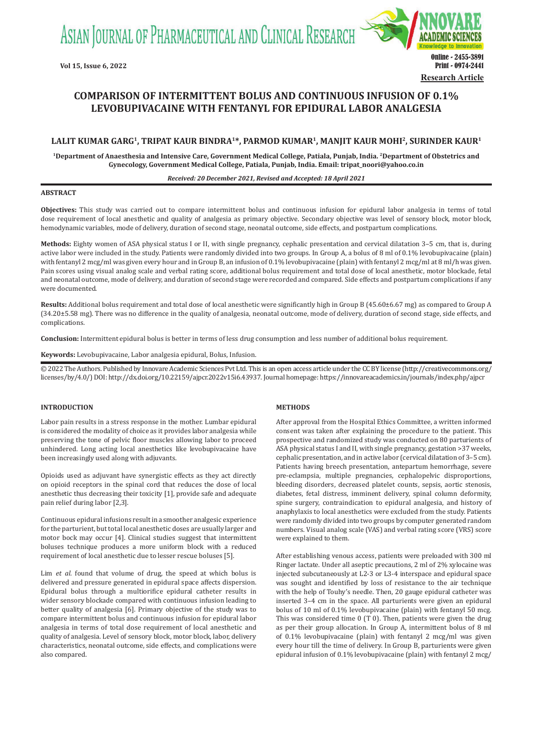# COMPARISON OF INTERMITTENT BOLUS AND CONTINUOUS INFUSION OF 0.1% LEVOBUPIVACAINE WITH FENTANYL FOR EPIDURAL LABOR ANALGESIA

**LALIT KUMAR GARG[1], TRIPAT KAUR BINDRA[1]*, PARMOD KUMAR[1], MANJIT KAUR MOHI[2], SURINDER KAUR[1]**

[1]Department of Anaesthesia and Intensive Care, Government Medical College, Patiala, Punjab, India. [2]Department of Obstetrics and Gynecology, Government Medical College, Patiala, Punjab, India. Email: tripat_noori@yahoo.co.in

*Received: 20 December 2021, Revised and Accepted: 18 April 2021*

## ABSTRACT

**Objectives:** This study was carried out to compare intermittent bolus and continuous infusion for epidural labor analgesia in terms of total dose requirement of local anesthetic and quality of analgesia as primary objective. Secondary objective was level of sensory block, motor block, hemodynamic variables, mode of delivery, duration of second stage, neonatal outcome, side effects, and postpartum complications.

**Methods:** Eighty women of ASA physical status I or II, with single pregnancy, cephalic presentation and cervical dilatation 3–5 cm, that is, during active labor were included in the study. Patients were randomly divided into two groups. In Group A, a bolus of 8 ml of 0.1% levobupivacaine (plain) with fentanyl 2 mcg/ml was given every hour and in Group B, an infusion of 0.1% levobupivacaine (plain) with fentanyl 2 mcg/ml at 8 ml/h was given. Pain scores using visual analog scale and verbal rating score, additional bolus requirement and total dose of local anesthetic, motor blockade, fetal and neonatal outcome, mode of delivery, and duration of second stage were recorded and compared. Side effects and postpartum complications if any were documented.

**Results:** Additional bolus requirement and total dose of local anesthetic were significantly high in Group B (45.60±6.67 mg) as compared to Group A (34.20±5.58 mg). There was no difference in the quality of analgesia, neonatal outcome, mode of delivery, duration of second stage, side effects, and complications.

**Conclusion:** Intermittent epidural bolus is better in terms of less drug consumption and less number of additional bolus requirement.

**Keywords:** Levobupivacaine, Labor analgesia epidural, Bolus, Infusion.

© 2022 The Authors. Published by Innovare Academic Sciences Pvt Ltd. This is an open access article under the CC BY license (http://creativecommons.org/licenses/by/4.0/) DOI: http://dx.doi.org/10.22159/ajpcr.2022v15i6.43937. Journal homepage: https://innovareacademics.in/journals/index.php/ajpcr

## INTRODUCTION

Labor pain results in a stress response in the mother. Lumbar epidural is considered the modality of choice as it provides labor analgesia while preserving the tone of pelvic floor muscles allowing labor to proceed unhindered. Long acting local anesthetics like levobupivacaine have been increasingly used along with adjuvants.

Opioids used as adjuvant have synergistic effects as they act directly on opioid receptors in the spinal cord that reduces the dose of local anesthetic thus decreasing their toxicity [1], provide safe and adequate pain relief during labor [2,3].

Continuous epidural infusions result in a smoother analgesic experience for the parturient, but total local anesthetic doses are usually larger and motor bock may occur [4]. Clinical studies suggest that intermittent boluses technique produces a more uniform block with a reduced requirement of local anesthetic due to lesser rescue boluses [5].

Lim *et al.* found that volume of drug, the speed at which bolus is delivered and pressure generated in epidural space affects dispersion. Epidural bolus through a multiorifice epidural catheter results in wider sensory blockade compared with continuous infusion leading to better quality of analgesia [6]. Primary objective of the study was to compare intermittent bolus and continuous infusion for epidural labor analgesia in terms of total dose requirement of local anesthetic and quality of analgesia. Level of sensory block, motor block, labor, delivery characteristics, neonatal outcome, side effects, and complications were also compared.

## METHODS

After approval from the Hospital Ethics Committee, a written informed consent was taken after explaining the procedure to the patient. This prospective and randomized study was conducted on 80 parturients of ASA physical status I and II, with single pregnancy, gestation >37 weeks, cephalic presentation, and in active labor (cervical dilatation of 3–5 cm). Patients having breech presentation, antepartum hemorrhage, severe pre-eclampsia, multiple pregnancies, cephalopelvic disproportions, bleeding disorders, decreased platelet counts, sepsis, aortic stenosis, diabetes, fetal distress, imminent delivery, spinal column deformity, spine surgery, contraindication to epidural analgesia, and history of anaphylaxis to local anesthetics were excluded from the study. Patients were randomly divided into two groups by computer generated random numbers. Visual analog scale (VAS) and verbal rating score (VRS) score were explained to them.

After establishing venous access, patients were preloaded with 300 ml Ringer lactate. Under all aseptic precautions, 2 ml of 2% xylocaine was injected subcutaneously at L2-3 or L3-4 interspace and epidural space was sought and identified by loss of resistance to the air technique with the help of Touhy's needle. Then, 20 gauge epidural catheter was inserted 3–4 cm in the space. All parturients were given an epidural bolus of 10 ml of 0.1% levobupivacaine (plain) with fentanyl 50 mcg. This was considered time 0 (T 0). Then, patients were given the drug as per their group allocation. In Group A, intermittent bolus of 8 ml of 0.1% levobupivacaine (plain) with fentanyl 2 mcg/ml was given every hour till the time of delivery. In Group B, parturients were given epidural infusion of 0.1% levobupivacaine (plain) with fentanyl 2 mcg/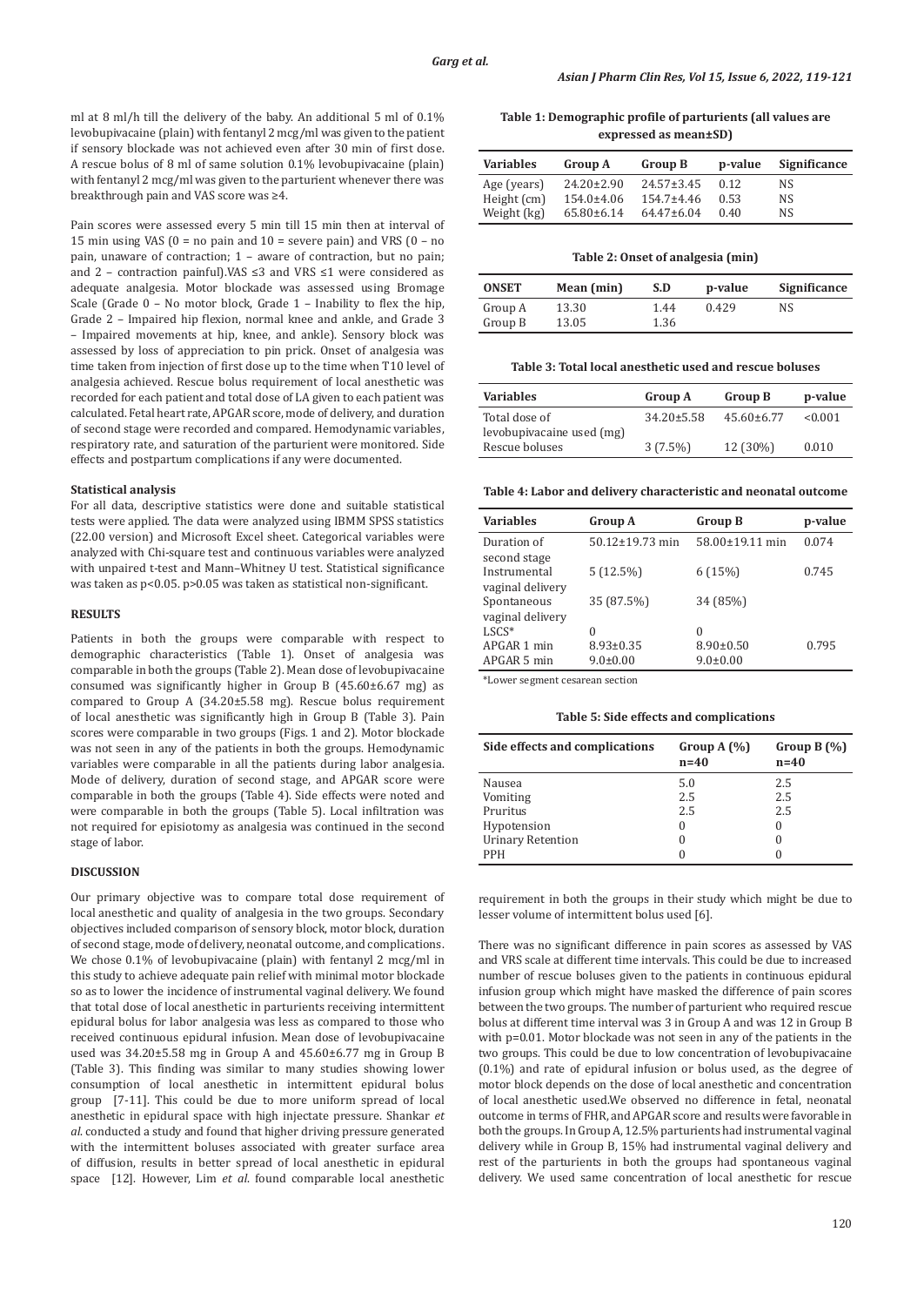ml at 8 ml/h till the delivery of the baby. An additional 5 ml of 0.1% levobupivacaine (plain) with fentanyl 2 mcg/ml was given to the patient if sensory blockade was not achieved even after 30 min of first dose. A rescue bolus of 8 ml of same solution 0.1% levobupivacaine (plain) with fentanyl 2 mcg/ml was given to the parturient whenever there was breakthrough pain and VAS score was ≥4.

Pain scores were assessed every 5 min till 15 min then at interval of 15 min using VAS (0 = no pain and 10 = severe pain) and VRS (0 – no pain, unaware of contraction; 1 – aware of contraction, but no pain; and 2 – contraction painful).VAS ≤3 and VRS ≤1 were considered as adequate analgesia. Motor blockade was assessed using Bromage Scale (Grade 0 – No motor block, Grade 1 – Inability to flex the hip, Grade 2 – Impaired hip flexion, normal knee and ankle, and Grade 3 – Impaired movements at hip, knee, and ankle). Sensory block was assessed by loss of appreciation to pin prick. Onset of analgesia was time taken from injection of first dose up to the time when T10 level of analgesia achieved. Rescue bolus requirement of local anesthetic was recorded for each patient and total dose of LA given to each patient was calculated. Fetal heart rate, APGAR score, mode of delivery, and duration of second stage were recorded and compared. Hemodynamic variables, respiratory rate, and saturation of the parturient were monitored. Side effects and postpartum complications if any were documented.

#### Statistical analysis

For all data, descriptive statistics were done and suitable statistical tests were applied. The data were analyzed using IBMM SPSS statistics (22.00 version) and Microsoft Excel sheet. Categorical variables were analyzed with Chi-square test and continuous variables were analyzed with unpaired t-test and Mann–Whitney U test. Statistical significance was taken as $p<0.05$. $p>0.05$ was taken as statistical non-significant.

## RESULTS

Patients in both the groups were comparable with respect to demographic characteristics (Table 1). Onset of analgesia was comparable in both the groups (Table 2). Mean dose of levobupivacaine consumed was significantly higher in Group B (45.60±6.67 mg) as compared to Group A (34.20±5.58 mg). Rescue bolus requirement of local anesthetic was significantly high in Group B (Table 3). Pain scores were comparable in two groups (Figs. 1 and 2). Motor blockade was not seen in any of the patients in both the groups. Hemodynamic variables were comparable in all the patients during labor analgesia. Mode of delivery, duration of second stage, and APGAR score were comparable in both the groups (Table 4). Side effects were noted and were comparable in both the groups (Table 5). Local infiltration was not required for episiotomy as analgesia was continued in the second stage of labor.

## DISCUSSION

Our primary objective was to compare total dose requirement of local anesthetic and quality of analgesia in the two groups. Secondary objectives included comparison of sensory block, motor block, duration of second stage, mode of delivery, neonatal outcome, and complications. We chose 0.1% of levobupivacaine (plain) with fentanyl 2 mcg/ml in this study to achieve adequate pain relief with minimal motor blockade so as to lower the incidence of instrumental vaginal delivery. We found that total dose of local anesthetic in parturients receiving intermittent epidural bolus for labor analgesia was less as compared to those who received continuous epidural infusion. Mean dose of levobupivacaine used was 34.20±5.58 mg in Group A and 45.60±6.77 mg in Group B (Table 3). This finding was similar to many studies showing lower consumption of local anesthetic in intermittent epidural bolus group [7-11]. This could be due to more uniform spread of local anesthetic in epidural space with high injectate pressure. Shankar *et al*. conducted a study and found that higher driving pressure generated with the intermittent boluses associated with greater surface area of diffusion, results in better spread of local anesthetic in epidural space [12]. However, Lim *et al*. found comparable local anesthetic requirement in both the groups in their study which might be due to lesser volume of intermittent bolus used [6].

There was no significant difference in pain scores as assessed by VAS and VRS scale at different time intervals. This could be due to increased number of rescue boluses given to the patients in continuous epidural infusion group which might have masked the difference of pain scores between the two groups. The number of parturient who required rescue bolus at different time interval was 3 in Group A and was 12 in Group B with $p=0.01$. Motor blockade was not seen in any of the patients in the two groups. This could be due to low concentration of levobupivacaine (0.1%) and rate of epidural infusion or bolus used, as the degree of motor block depends on the dose of local anesthetic and concentration of local anesthetic used.We observed no difference in fetal, neonatal outcome in terms of FHR, and APGAR score and results were favorable in both the groups. In Group A, 12.5% parturients had instrumental vaginal delivery while in Group B, 15% had instrumental vaginal delivery and rest of the parturients in both the groups had spontaneous vaginal delivery. We used same concentration of local anesthetic for rescue

**Table 1: Demographic profile of parturients (all values are expressed as mean±SD)**

| Variables | Group A | Group B | p-value | Significance |
|---|---|---|---|---|
| Age (years) | 24.20±2.90 | 24.57±3.45 | 0.12 | NS |
| Height (cm) | 154.0±4.06 | 154.7±4.46 | 0.53 | NS |
| Weight (kg) | 65.80±6.14 | 64.47±6.04 | 0.40 | NS |

**Table 2: Onset of analgesia (min)**

| ONSET | Mean (min) | S.D | p-value | Significance |
|---|---|---|---|---|
| Group A | 13.30 | 1.44 | 0.429 | NS |
| Group B | 13.05 | 1.36 | | |

**Table 3: Total local anesthetic used and rescue boluses**

| Variables | Group A | Group B | p-value |
|---|---|---|---|
| Total dose of levobupivacaine used (mg) | 34.20±5.58 | 45.60±6.77 | <0.001 |
| Rescue boluses | 3 (7.5%) | 12 (30%) | 0.010 |

**Table 4: Labor and delivery characteristic and neonatal outcome**

| Variables | Group A | Group B | p-value |
|---|---|---|---|
| Duration of second stage | 50.12±19.73 min | 58.00±19.11 min | 0.074 |
| Instrumental vaginal delivery | 5 (12.5%) | 6 (15%) | 0.745 |
| Spontaneous vaginal delivery | 35 (87.5%) | 34 (85%) | |
| LSCS* | 0 | 0 | |
| APGAR 1 min | 8.93±0.35 | 8.90±0.50 | 0.795 |
| APGAR 5 min | 9.0±0.00 | 9.0±0.00 | |

*Lower segment cesarean section

**Table 5: Side effects and complications**

| Side effects and complications | Group A (%) n=40 | Group B (%) n=40 |
|---|---|---|
| Nausea | 5.0 | 2.5 |
| Vomiting | 2.5 | 2.5 |
| Pruritus | 2.5 | 2.5 |
| Hypotension | 0 | 0 |
| Urinary Retention | 0 | 0 |
| PPH | 0 | 0 |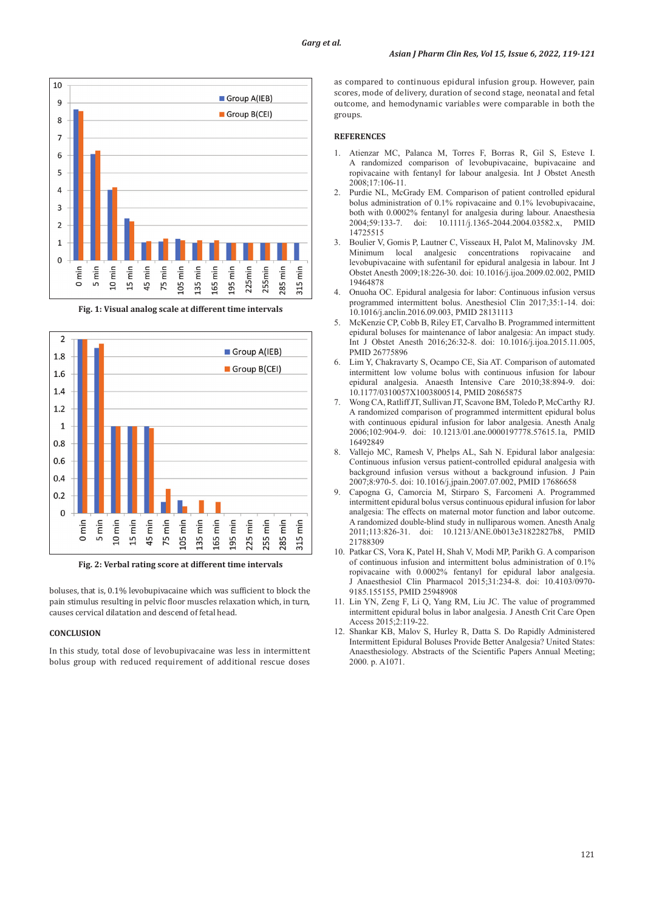10
9
8
7
6
5
4
3
2
1
0

Group A(IEB)
Group B(CEI)

0 min
5 min
10 min
15 min
45 min
75 min
105 min
135 min
165 min
195 min
225min
255min
285 min
315 min

**Fig. 1: Visual analog scale at different time intervals**

2
1.8
1.6
1.4
1.2
1
0.8
0.6
0.4
0.2
0

Group A(IEB)
Group B(CEI)

0 min
5 min
10 min
15 min
45 min
75 min
105 min
135 min
165 min
195 min
225 min
255 min
285 min
315 min

**Fig. 2: Verbal rating score at different time intervals**

boluses, that is, 0.1% levobupivacaine which was sufficient to block the pain stimulus resulting in pelvic floor muscles relaxation which, in turn, causes cervical dilatation and descend of fetal head.

## CONCLUSION

In this study, total dose of levobupivacaine was less in intermittent bolus group with reduced requirement of additional rescue doses as compared to continuous epidural infusion group. However, pain scores, mode of delivery, duration of second stage, neonatal and fetal outcome, and hemodynamic variables were comparable in both the groups.

## REFERENCES

1. Atienzar MC, Palanca M, Torres F, Borras R, Gil S, Esteve I. A randomized comparison of levobupivacaine, bupivacaine and ropivacaine with fentanyl for labour analgesia. Int J Obstet Anesth 2008;17:106-11.
2. Purdie NL, McGrady EM. Comparison of patient controlled epidural bolus administration of 0.1% ropivacaine and 0.1% levobupivacaine, both with 0.0002% fentanyl for analgesia during labour. Anaesthesia 2004;59:133-7. doi: 10.1111/j.1365-2044.2004.03582.x, PMID 14725515
3. Boulier V, Gomis P, Lautner C, Visseaux H, Palot M, Malinovsky JM. Minimum local analgesic concentrations ropivacaine and levobupivacaine with sufentanil for epidural analgesia in labour. Int J Obstet Anesth 2009;18:226-30. doi: 10.1016/j.ijoa.2009.02.002, PMID 19464878
4. Onuoha OC. Epidural analgesia for labor: Continuous infusion versus programmed intermittent bolus. Anesthesiol Clin 2017;35:1-14. doi: 10.1016/j.anclin.2016.09.003, PMID 28131113
5. McKenzie CP, Cobb B, Riley ET, Carvalho B. Programmed intermittent epidural boluses for maintenance of labor analgesia: An impact study. Int J Obstet Anesth 2016;26:32-8. doi: 10.1016/j.ijoa.2015.11.005, PMID 26775896
6. Lim Y, Chakravarty S, Ocampo CE, Sia AT. Comparison of automated intermittent low volume bolus with continuous infusion for labour epidural analgesia. Anaesth Intensive Care 2010;38:894-9. doi: 10.1177/0310057X1003800514, PMID 20865875
7. Wong CA, Ratliff JT, Sullivan JT, Scavone BM, Toledo P, McCarthy RJ. A randomized comparison of programmed intermittent epidural bolus with continuous epidural infusion for labor analgesia. Anesth Analg 2006;102:904-9. doi: 10.1213/01.ane.0000197778.57615.1a, PMID 16492849
8. Vallejo MC, Ramesh V, Phelps AL, Sah N. Epidural labor analgesia: Continuous infusion versus patient-controlled epidural analgesia with background infusion versus without a background infusion. J Pain 2007;8:970-5. doi: 10.1016/j.jpain.2007.07.002, PMID 17686658
9. Capogna G, Camorcia M, Stirparo S, Farcomeni A. Programmed intermittent epidural bolus versus continuous epidural infusion for labor analgesia: The effects on maternal motor function and labor outcome. A randomized double-blind study in nulliparous women. Anesth Analg 2011;113:826-31. doi: 10.1213/ANE.0b013e31822827b8, PMID 21788309
10. Patkar CS, Vora K, Patel H, Shah V, Modi MP, Parikh G. A comparison of continuous infusion and intermittent bolus administration of 0.1% ropivacaine with 0.0002% fentanyl for epidural labor analgesia. J Anaesthesiol Clin Pharmacol 2015;31:234-8. doi: 10.4103/0970-9185.155155, PMID 25948908
11. Lin YN, Zeng F, Li Q, Yang RM, Liu JC. The value of programmed intermittent epidural bolus in labor analgesia. J Anesth Crit Care Open Access 2015;2:119-22.
12. Shankar KB, Malov S, Hurley R, Datta S. Do Rapidly Administered Intermittent Epidural Boluses Provide Better Analgesia? United States: Anaesthesiology. Abstracts of the Scientific Papers Annual Meeting; 2000. p. A1071.